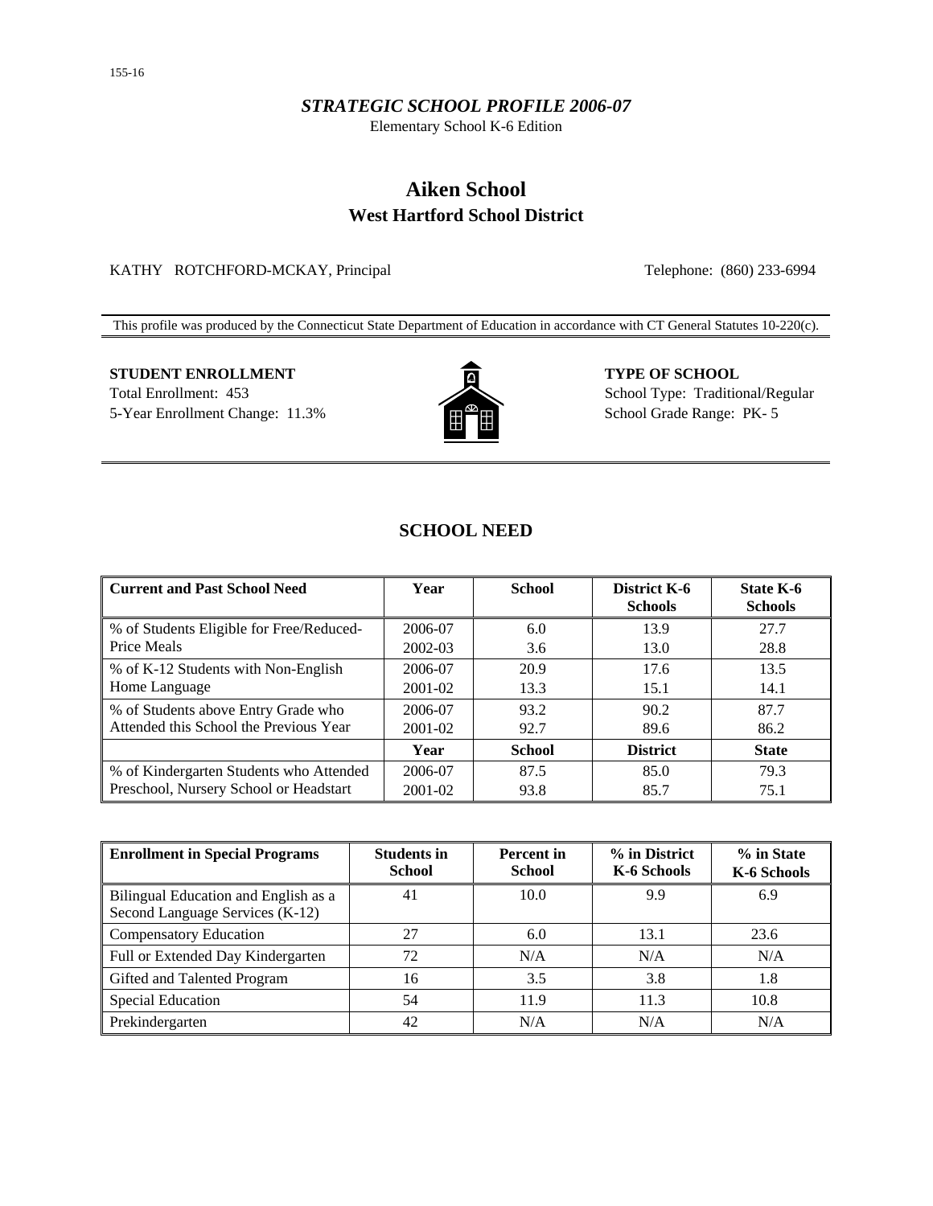*STRATEGIC SCHOOL PROFILE 2006-07*

Elementary School K-6 Edition

# Aiken School

## West Hartford School District

KATHY ROTCHFORD-MCKAY, Principal

Telephone: (860) 233-6994

This profile was produced by the Connecticut State Department of Education in accordance with CT General Statutes 10-220(c).

**STUDENT ENROLLMENT**

Total Enrollment: 453

5-Year Enrollment Change: 11.3%

**TYPE OF SCHOOL**

School Type: Traditional/Regular

School Grade Range: PK- 5

## SCHOOL NEED

| Current and Past School Need | Year | School | District K-6 Schools | State K-6 Schools |
|---|---|---|---|---|
| % of Students Eligible for Free/Reduced-Price Meals | 2006-07 | 6.0 | 13.9 | 27.7 |
| | 2002-03 | 3.6 | 13.0 | 28.8 |
| % of K-12 Students with Non-English Home Language | 2006-07 | 20.9 | 17.6 | 13.5 |
| | 2001-02 | 13.3 | 15.1 | 14.1 |
| % of Students above Entry Grade who Attended this School the Previous Year | 2006-07 | 93.2 | 90.2 | 87.7 |
| | 2001-02 | 92.7 | 89.6 | 86.2 |
| | **Year** | **School** | **District** | **State** |
| % of Kindergarten Students who Attended Preschool, Nursery School or Headstart | 2006-07 | 87.5 | 85.0 | 79.3 |
| | 2001-02 | 93.8 | 85.7 | 75.1 |

| Enrollment in Special Programs | Students in School | Percent in School | % in District K-6 Schools | % in State K-6 Schools |
|---|---|---|---|---|
| Bilingual Education and English as a Second Language Services (K-12) | 41 | 10.0 | 9.9 | 6.9 |
| Compensatory Education | 27 | 6.0 | 13.1 | 23.6 |
| Full or Extended Day Kindergarten | 72 | N/A | N/A | N/A |
| Gifted and Talented Program | 16 | 3.5 | 3.8 | 1.8 |
| Special Education | 54 | 11.9 | 11.3 | 10.8 |
| Prekindergarten | 42 | N/A | N/A | N/A |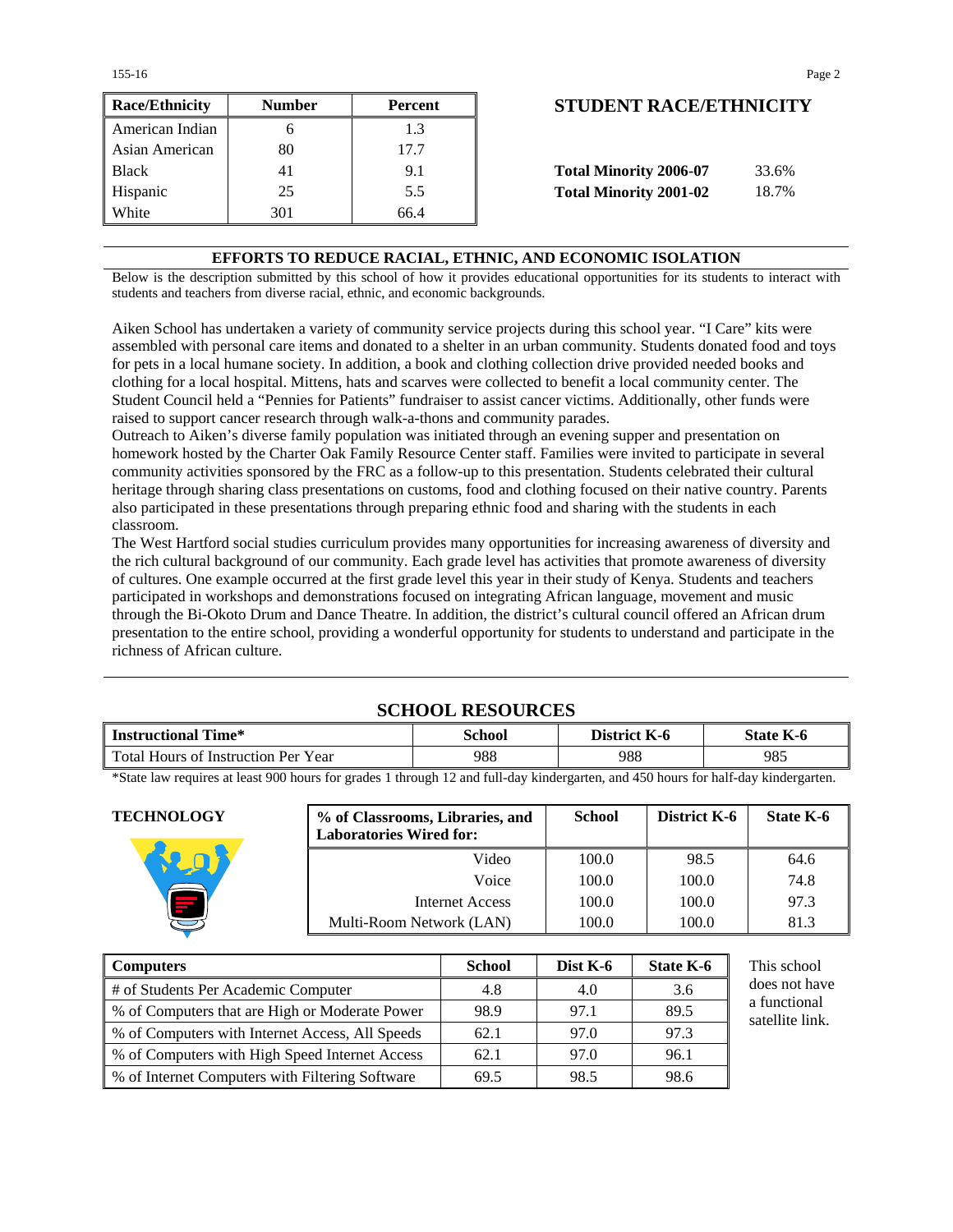| Race/Ethnicity | Number | Percent |
|---|---|---|
| American Indian | 6 | 1.3 |
| Asian American | 80 | 17.7 |
| Black | 41 | 9.1 |
| Hispanic | 25 | 5.5 |
| White | 301 | 66.4 |

## STUDENT RACE/ETHNICITY

| | |
|---|---|
| **Total Minority 2006-07** | 33.6% |
| **Total Minority 2001-02** | 18.7% |

## EFFORTS TO REDUCE RACIAL, ETHNIC, AND ECONOMIC ISOLATION

Below is the description submitted by this school of how it provides educational opportunities for its students to interact with students and teachers from diverse racial, ethnic, and economic backgrounds.

Aiken School has undertaken a variety of community service projects during this school year. "I Care" kits were assembled with personal care items and donated to a shelter in an urban community. Students donated food and toys for pets in a local humane society. In addition, a book and clothing collection drive provided needed books and clothing for a local hospital. Mittens, hats and scarves were collected to benefit a local community center. The Student Council held a "Pennies for Patients" fundraiser to assist cancer victims. Additionally, other funds were raised to support cancer research through walk-a-thons and community parades.

Outreach to Aiken's diverse family population was initiated through an evening supper and presentation on homework hosted by the Charter Oak Family Resource Center staff. Families were invited to participate in several community activities sponsored by the FRC as a follow-up to this presentation. Students celebrated their cultural heritage through sharing class presentations on customs, food and clothing focused on their native country. Parents also participated in these presentations through preparing ethnic food and sharing with the students in each classroom.

The West Hartford social studies curriculum provides many opportunities for increasing awareness of diversity and the rich cultural background of our community. Each grade level has activities that promote awareness of diversity of cultures. One example occurred at the first grade level this year in their study of Kenya. Students and teachers participated in workshops and demonstrations focused on integrating African language, movement and music through the Bi-Okoto Drum and Dance Theatre. In addition, the district's cultural council offered an African drum presentation to the entire school, providing a wonderful opportunity for students to understand and participate in the richness of African culture.

## SCHOOL RESOURCES

| Instructional Time* | School | District K-6 | State K-6 |
|---|---|---|---|
| Total Hours of Instruction Per Year | 988 | 988 | 985 |

*State law requires at least 900 hours for grades 1 through 12 and full-day kindergarten, and 450 hours for half-day kindergarten.

### TECHNOLOGY

| % of Classrooms, Libraries, and Laboratories Wired for: | School | District K-6 | State K-6 |
|---|---|---|---|
| Video | 100.0 | 98.5 | 64.6 |
| Voice | 100.0 | 100.0 | 74.8 |
| Internet Access | 100.0 | 100.0 | 97.3 |
| Multi-Room Network (LAN) | 100.0 | 100.0 | 81.3 |

| Computers | School | Dist K-6 | State K-6 |
|---|---|---|---|
| # of Students Per Academic Computer | 4.8 | 4.0 | 3.6 |
| % of Computers that are High or Moderate Power | 98.9 | 97.1 | 89.5 |
| % of Computers with Internet Access, All Speeds | 62.1 | 97.0 | 97.3 |
| % of Computers with High Speed Internet Access | 62.1 | 97.0 | 96.1 |
| % of Internet Computers with Filtering Software | 69.5 | 98.5 | 98.6 |

This school does not have a functional satellite link.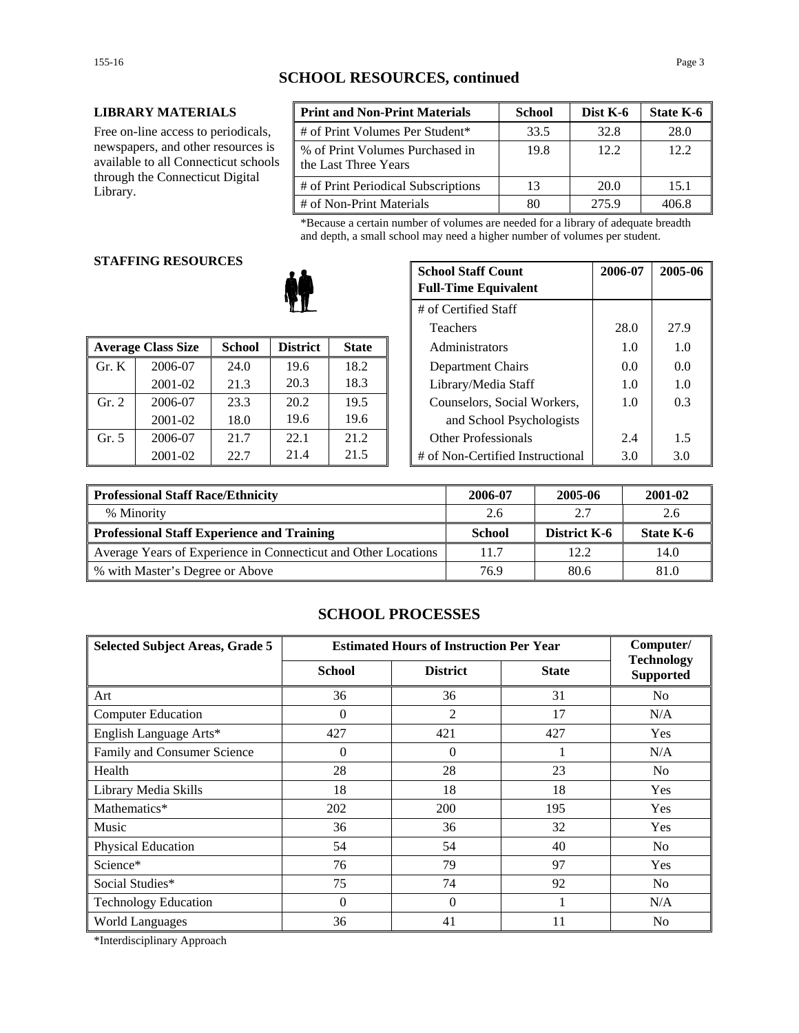## SCHOOL RESOURCES, continued

**LIBRARY MATERIALS**

Free on-line access to periodicals, newspapers, and other resources is available to all Connecticut schools through the Connecticut Digital Library.

| Print and Non-Print Materials | School | Dist K-6 | State K-6 |
|---|---|---|---|
| # of Print Volumes Per Student* | 33.5 | 32.8 | 28.0 |
| % of Print Volumes Purchased in the Last Three Years | 19.8 | 12.2 | 12.2 |
| # of Print Periodical Subscriptions | 13 | 20.0 | 15.1 |
| # of Non-Print Materials | 80 | 275.9 | 406.8 |

*Because a certain number of volumes are needed for a library of adequate breadth and depth, a small school may need a higher number of volumes per student.

**STAFFING RESOURCES**

| Average Class Size | | School | District | State |
|---|---|---|---|---|
| Gr. K | 2006-07 | 24.0 | 19.6 | 18.2 |
| | 2001-02 | 21.3 | 20.3 | 18.3 |
| Gr. 2 | 2006-07 | 23.3 | 20.2 | 19.5 |
| | 2001-02 | 18.0 | 19.6 | 19.6 |
| Gr. 5 | 2006-07 | 21.7 | 22.1 | 21.2 |
| | 2001-02 | 22.7 | 21.4 | 21.5 |

| School Staff Count Full-Time Equivalent | 2006-07 | 2005-06 |
|---|---|---|
| # of Certified Staff | | |
| Teachers | 28.0 | 27.9 |
| Administrators | 1.0 | 1.0 |
| Department Chairs | 0.0 | 0.0 |
| Library/Media Staff | 1.0 | 1.0 |
| Counselors, Social Workers, and School Psychologists | 1.0 | 0.3 |
| Other Professionals | 2.4 | 1.5 |
| # of Non-Certified Instructional | 3.0 | 3.0 |

| Professional Staff Race/Ethnicity | 2006-07 | 2005-06 | 2001-02 |
|---|---|---|---|
| % Minority | 2.6 | 2.7 | 2.6 |
| **Professional Staff Experience and Training** | **School** | **District K-6** | **State K-6** |
| Average Years of Experience in Connecticut and Other Locations | 11.7 | 12.2 | 14.0 |
| % with Master's Degree or Above | 76.9 | 80.6 | 81.0 |

## SCHOOL PROCESSES

| Selected Subject Areas, Grade 5 | Estimated Hours of Instruction Per Year | | | Computer/ Technology Supported |
|---|---|---|---|---|
| | School | District | State | |
| Art | 36 | 36 | 31 | No |
| Computer Education | 0 | 2 | 17 | N/A |
| English Language Arts* | 427 | 421 | 427 | Yes |
| Family and Consumer Science | 0 | 0 | 1 | N/A |
| Health | 28 | 28 | 23 | No |
| Library Media Skills | 18 | 18 | 18 | Yes |
| Mathematics* | 202 | 200 | 195 | Yes |
| Music | 36 | 36 | 32 | Yes |
| Physical Education | 54 | 54 | 40 | No |
| Science* | 76 | 79 | 97 | Yes |
| Social Studies* | 75 | 74 | 92 | No |
| Technology Education | 0 | 0 | 1 | N/A |
| World Languages | 36 | 41 | 11 | No |

*Interdisciplinary Approach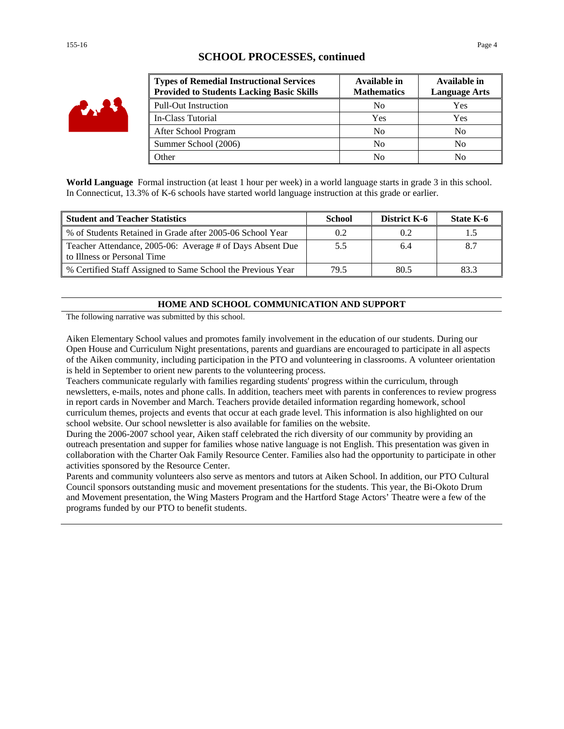## SCHOOL PROCESSES, continued

| Types of Remedial Instructional Services Provided to Students Lacking Basic Skills | Available in Mathematics | Available in Language Arts |
|---|---|---|
| Pull-Out Instruction | No | Yes |
| In-Class Tutorial | Yes | Yes |
| After School Program | No | No |
| Summer School (2006) | No | No |
| Other | No | No |

**World Language** Formal instruction (at least 1 hour per week) in a world language starts in grade 3 in this school. In Connecticut, 13.3% of K-6 schools have started world language instruction at this grade or earlier.

| Student and Teacher Statistics | School | District K-6 | State K-6 |
|---|---|---|---|
| % of Students Retained in Grade after 2005-06 School Year | 0.2 | 0.2 | 1.5 |
| Teacher Attendance, 2005-06: Average # of Days Absent Due to Illness or Personal Time | 5.5 | 6.4 | 8.7 |
| % Certified Staff Assigned to Same School the Previous Year | 79.5 | 80.5 | 83.3 |

## HOME AND SCHOOL COMMUNICATION AND SUPPORT

The following narrative was submitted by this school.

Aiken Elementary School values and promotes family involvement in the education of our students. During our Open House and Curriculum Night presentations, parents and guardians are encouraged to participate in all aspects of the Aiken community, including participation in the PTO and volunteering in classrooms. A volunteer orientation is held in September to orient new parents to the volunteering process.
Teachers communicate regularly with families regarding students' progress within the curriculum, through newsletters, e-mails, notes and phone calls. In addition, teachers meet with parents in conferences to review progress in report cards in November and March. Teachers provide detailed information regarding homework, school curriculum themes, projects and events that occur at each grade level. This information is also highlighted on our school website. Our school newsletter is also available for families on the website.
During the 2006-2007 school year, Aiken staff celebrated the rich diversity of our community by providing an outreach presentation and supper for families whose native language is not English. This presentation was given in collaboration with the Charter Oak Family Resource Center. Families also had the opportunity to participate in other activities sponsored by the Resource Center.
Parents and community volunteers also serve as mentors and tutors at Aiken School. In addition, our PTO Cultural Council sponsors outstanding music and movement presentations for the students. This year, the Bi-Okoto Drum and Movement presentation, the Wing Masters Program and the Hartford Stage Actors' Theatre were a few of the programs funded by our PTO to benefit students.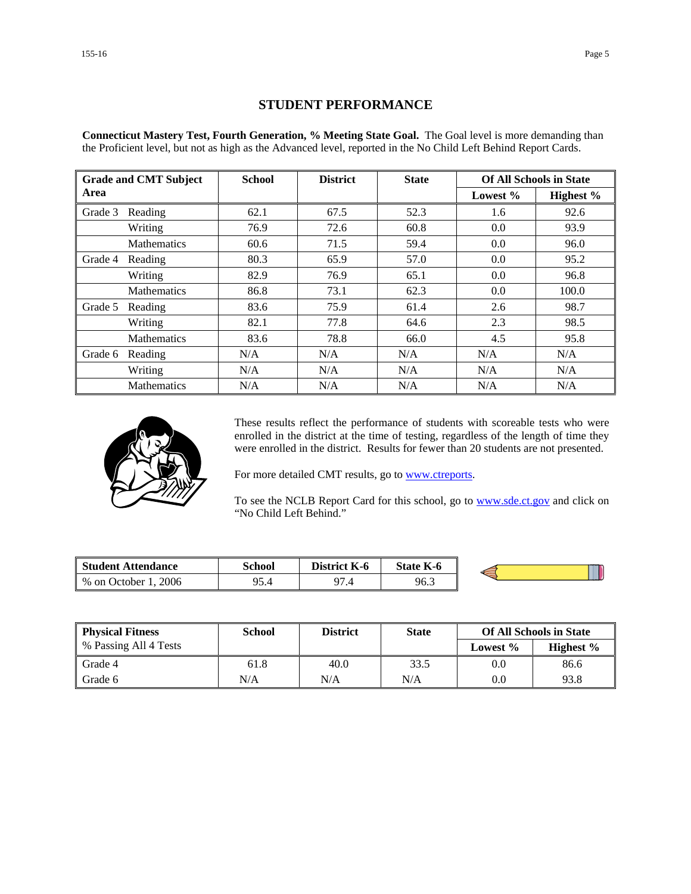## STUDENT PERFORMANCE

**Connecticut Mastery Test, Fourth Generation, % Meeting State Goal.** The Goal level is more demanding than the Proficient level, but not as high as the Advanced level, reported in the No Child Left Behind Report Cards.

| Grade and CMT Subject Area | | School | District | State | Of All Schools in State | |
|---|---|---|---|---|---|---|
| | | | | | Lowest % | Highest % |
| Grade 3 | Reading | 62.1 | 67.5 | 52.3 | 1.6 | 92.6 |
| | Writing | 76.9 | 72.6 | 60.8 | 0.0 | 93.9 |
| | Mathematics | 60.6 | 71.5 | 59.4 | 0.0 | 96.0 |
| Grade 4 | Reading | 80.3 | 65.9 | 57.0 | 0.0 | 95.2 |
| | Writing | 82.9 | 76.9 | 65.1 | 0.0 | 96.8 |
| | Mathematics | 86.8 | 73.1 | 62.3 | 0.0 | 100.0 |
| Grade 5 | Reading | 83.6 | 75.9 | 61.4 | 2.6 | 98.7 |
| | Writing | 82.1 | 77.8 | 64.6 | 2.3 | 98.5 |
| | Mathematics | 83.6 | 78.8 | 66.0 | 4.5 | 95.8 |
| Grade 6 | Reading | N/A | N/A | N/A | N/A | N/A |
| | Writing | N/A | N/A | N/A | N/A | N/A |
| | Mathematics | N/A | N/A | N/A | N/A | N/A |

These results reflect the performance of students with scoreable tests who were enrolled in the district at the time of testing, regardless of the length of time they were enrolled in the district. Results for fewer than 20 students are not presented.

For more detailed CMT results, go to www.ctreports.

To see the NCLB Report Card for this school, go to www.sde.ct.gov and click on "No Child Left Behind."

| Student Attendance | School | District K-6 | State K-6 |
|---|---|---|---|
| % on October 1, 2006 | 95.4 | 97.4 | 96.3 |

| Physical Fitness<br>% Passing All 4 Tests | School | District | State | Of All Schools in State | |
|---|---|---|---|---|---|
| | | | | Lowest % | Highest % |
| Grade 4 | 61.8 | 40.0 | 33.5 | 0.0 | 86.6 |
| Grade 6 | N/A | N/A | N/A | 0.0 | 93.8 |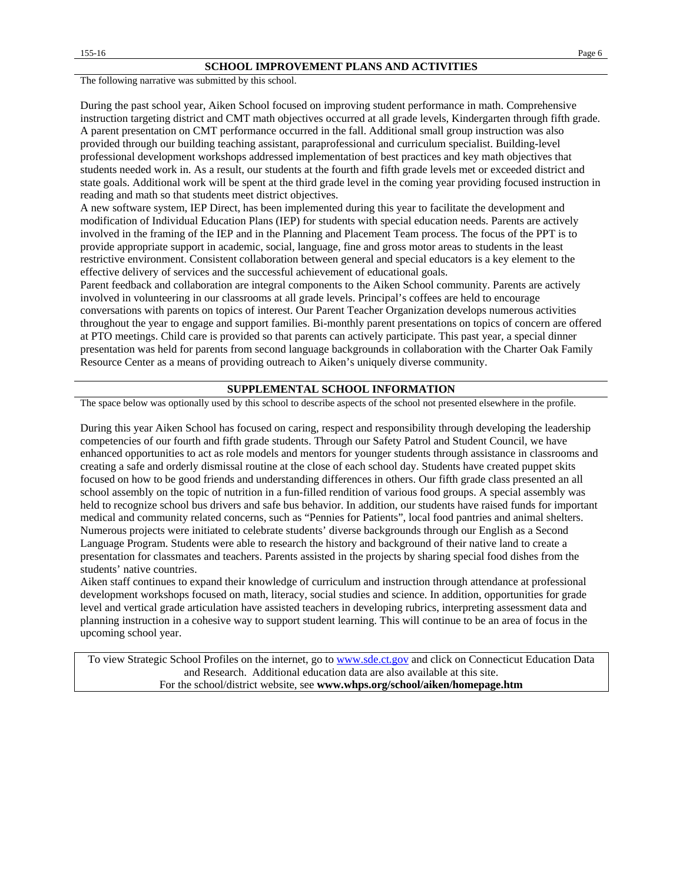## SCHOOL IMPROVEMENT PLANS AND ACTIVITIES

The following narrative was submitted by this school.

During the past school year, Aiken School focused on improving student performance in math. Comprehensive instruction targeting district and CMT math objectives occurred at all grade levels, Kindergarten through fifth grade. A parent presentation on CMT performance occurred in the fall. Additional small group instruction was also provided through our building teaching assistant, paraprofessional and curriculum specialist. Building-level professional development workshops addressed implementation of best practices and key math objectives that students needed work in. As a result, our students at the fourth and fifth grade levels met or exceeded district and state goals. Additional work will be spent at the third grade level in the coming year providing focused instruction in reading and math so that students meet district objectives.

A new software system, IEP Direct, has been implemented during this year to facilitate the development and modification of Individual Education Plans (IEP) for students with special education needs. Parents are actively involved in the framing of the IEP and in the Planning and Placement Team process. The focus of the PPT is to provide appropriate support in academic, social, language, fine and gross motor areas to students in the least restrictive environment. Consistent collaboration between general and special educators is a key element to the effective delivery of services and the successful achievement of educational goals.

Parent feedback and collaboration are integral components to the Aiken School community. Parents are actively involved in volunteering in our classrooms at all grade levels. Principal's coffees are held to encourage conversations with parents on topics of interest. Our Parent Teacher Organization develops numerous activities throughout the year to engage and support families. Bi-monthly parent presentations on topics of concern are offered at PTO meetings. Child care is provided so that parents can actively participate. This past year, a special dinner presentation was held for parents from second language backgrounds in collaboration with the Charter Oak Family Resource Center as a means of providing outreach to Aiken's uniquely diverse community.

## SUPPLEMENTAL SCHOOL INFORMATION

The space below was optionally used by this school to describe aspects of the school not presented elsewhere in the profile.

During this year Aiken School has focused on caring, respect and responsibility through developing the leadership competencies of our fourth and fifth grade students. Through our Safety Patrol and Student Council, we have enhanced opportunities to act as role models and mentors for younger students through assistance in classrooms and creating a safe and orderly dismissal routine at the close of each school day. Students have created puppet skits focused on how to be good friends and understanding differences in others. Our fifth grade class presented an all school assembly on the topic of nutrition in a fun-filled rendition of various food groups. A special assembly was held to recognize school bus drivers and safe bus behavior. In addition, our students have raised funds for important medical and community related concerns, such as "Pennies for Patients", local food pantries and animal shelters. Numerous projects were initiated to celebrate students' diverse backgrounds through our English as a Second Language Program. Students were able to research the history and background of their native land to create a presentation for classmates and teachers. Parents assisted in the projects by sharing special food dishes from the students' native countries.

Aiken staff continues to expand their knowledge of curriculum and instruction through attendance at professional development workshops focused on math, literacy, social studies and science. In addition, opportunities for grade level and vertical grade articulation have assisted teachers in developing rubrics, interpreting assessment data and planning instruction in a cohesive way to support student learning. This will continue to be an area of focus in the upcoming school year.

To view Strategic School Profiles on the internet, go to www.sde.ct.gov and click on Connecticut Education Data and Research. Additional education data are also available at this site.
For the school/district website, see **www.whps.org/school/aiken/homepage.htm**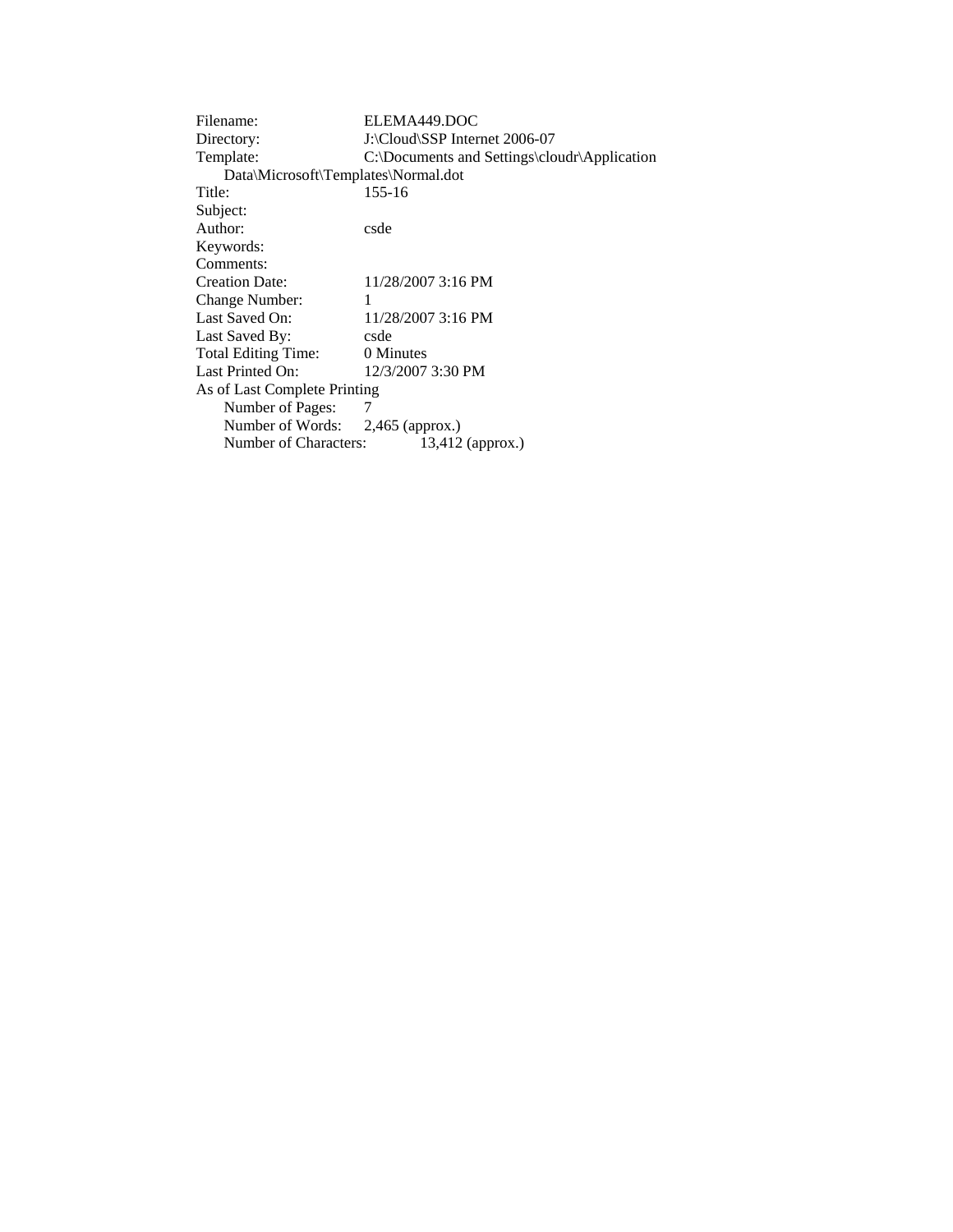Filename: ELEMA449.DOC
Directory: J:\Cloud\SSP Internet 2006-07
Template: C:\Documents and Settings\cloudr\Application Data\Microsoft\Templates\Normal.dot
Title: 155-16
Subject:
Author: csde
Keywords:
Comments:
Creation Date: 11/28/2007 3:16 PM
Change Number: 1
Last Saved On: 11/28/2007 3:16 PM
Last Saved By: csde
Total Editing Time: 0 Minutes
Last Printed On: 12/3/2007 3:30 PM
As of Last Complete Printing
Number of Pages: 7
Number of Words: 2,465 (approx.)
Number of Characters: 13,412 (approx.)